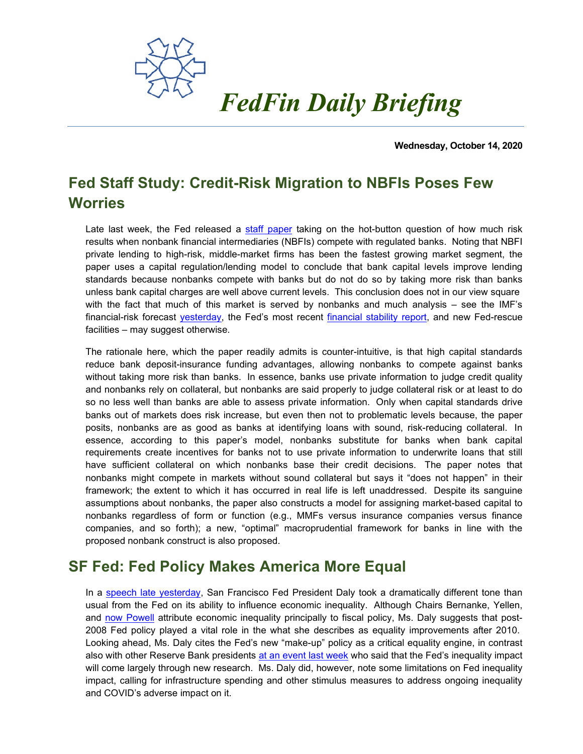# *FedFin Daily Briefing*

**Wednesday, October 14, 2020**

## Fed Staff Study: Credit-Risk Migration to NBFIs Poses Few Worries

Late last week, the Fed released a staff paper taking on the hot-button question of how much risk results when nonbank financial intermediaries (NBFIs) compete with regulated banks. Noting that NBFI private lending to high-risk, middle-market firms has been the fastest growing market segment, the paper uses a capital regulation/lending model to conclude that bank capital levels improve lending standards because nonbanks compete with banks but do not do so by taking more risk than banks unless bank capital charges are well above current levels. This conclusion does not in our view square with the fact that much of this market is served by nonbanks and much analysis – see the IMF's financial-risk forecast yesterday, the Fed's most recent financial stability report, and new Fed-rescue facilities – may suggest otherwise.

The rationale here, which the paper readily admits is counter-intuitive, is that high capital standards reduce bank deposit-insurance funding advantages, allowing nonbanks to compete against banks without taking more risk than banks. In essence, banks use private information to judge credit quality and nonbanks rely on collateral, but nonbanks are said properly to judge collateral risk or at least to do so no less well than banks are able to assess private information. Only when capital standards drive banks out of markets does risk increase, but even then not to problematic levels because, the paper posits, nonbanks are as good as banks at identifying loans with sound, risk-reducing collateral. In essence, according to this paper's model, nonbanks substitute for banks when bank capital requirements create incentives for banks not to use private information to underwrite loans that still have sufficient collateral on which nonbanks base their credit decisions. The paper notes that nonbanks might compete in markets without sound collateral but says it "does not happen" in their framework; the extent to which it has occurred in real life is left unaddressed. Despite its sanguine assumptions about nonbanks, the paper also constructs a model for assigning market-based capital to nonbanks regardless of form or function (e.g., MMFs versus insurance companies versus finance companies, and so forth); a new, "optimal" macroprudential framework for banks in line with the proposed nonbank construct is also proposed.

## SF Fed: Fed Policy Makes America More Equal

In a speech late yesterday, San Francisco Fed President Daly took a dramatically different tone than usual from the Fed on its ability to influence economic inequality. Although Chairs Bernanke, Yellen, and now Powell attribute economic inequality principally to fiscal policy, Ms. Daly suggests that post-2008 Fed policy played a vital role in the what she describes as equality improvements after 2010. Looking ahead, Ms. Daly cites the Fed's new "make-up" policy as a critical equality engine, in contrast also with other Reserve Bank presidents at an event last week who said that the Fed's inequality impact will come largely through new research. Ms. Daly did, however, note some limitations on Fed inequality impact, calling for infrastructure spending and other stimulus measures to address ongoing inequality and COVID's adverse impact on it.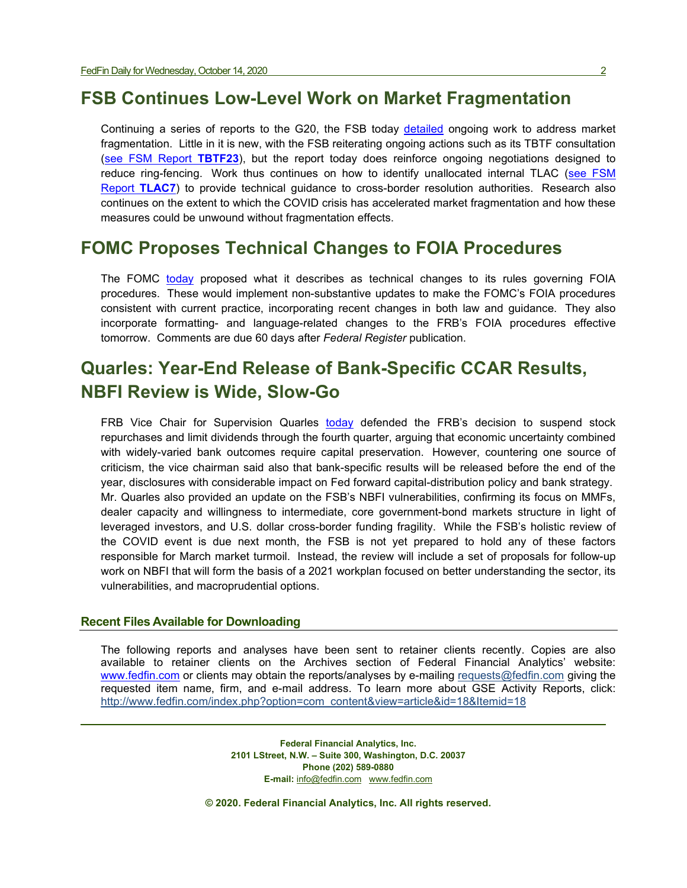## FSB Continues Low-Level Work on Market Fragmentation

Continuing a series of reports to the G20, the FSB today detailed ongoing work to address market fragmentation. Little in it is new, with the FSB reiterating ongoing actions such as its TBTF consultation (see FSM Report **TBTF23**), but the report today does reinforce ongoing negotiations designed to reduce ring-fencing. Work thus continues on how to identify unallocated internal TLAC (see FSM Report **TLAC7**) to provide technical guidance to cross-border resolution authorities. Research also continues on the extent to which the COVID crisis has accelerated market fragmentation and how these measures could be unwound without fragmentation effects.

## FOMC Proposes Technical Changes to FOIA Procedures

The FOMC today proposed what it describes as technical changes to its rules governing FOIA procedures. These would implement non-substantive updates to make the FOMC's FOIA procedures consistent with current practice, incorporating recent changes in both law and guidance. They also incorporate formatting- and language-related changes to the FRB's FOIA procedures effective tomorrow. Comments are due 60 days after *Federal Register* publication.

## Quarles: Year-End Release of Bank-Specific CCAR Results, NBFI Review is Wide, Slow-Go

FRB Vice Chair for Supervision Quarles today defended the FRB's decision to suspend stock repurchases and limit dividends through the fourth quarter, arguing that economic uncertainty combined with widely-varied bank outcomes require capital preservation. However, countering one source of criticism, the vice chairman said also that bank-specific results will be released before the end of the year, disclosures with considerable impact on Fed forward capital-distribution policy and bank strategy. Mr. Quarles also provided an update on the FSB's NBFI vulnerabilities, confirming its focus on MMFs, dealer capacity and willingness to intermediate, core government-bond markets structure in light of leveraged investors, and U.S. dollar cross-border funding fragility. While the FSB's holistic review of the COVID event is due next month, the FSB is not yet prepared to hold any of these factors responsible for March market turmoil. Instead, the review will include a set of proposals for follow-up work on NBFI that will form the basis of a 2021 workplan focused on better understanding the sector, its vulnerabilities, and macroprudential options.

### Recent Files Available for Downloading

The following reports and analyses have been sent to retainer clients recently. Copies are also available to retainer clients on the Archives section of Federal Financial Analytics' website: www.fedfin.com or clients may obtain the reports/analyses by e-mailing requests@fedfin.com giving the requested item name, firm, and e-mail address. To learn more about GSE Activity Reports, click: http://www.fedfin.com/index.php?option=com_content&view=article&id=18&Itemid=18

**Federal Financial Analytics, Inc.**
**2101 LStreet, N.W. – Suite 300, Washington, D.C. 20037**
**Phone (202) 589-0880**
**E-mail:** info@fedfin.com www.fedfin.com

**© 2020. Federal Financial Analytics, Inc. All rights reserved.**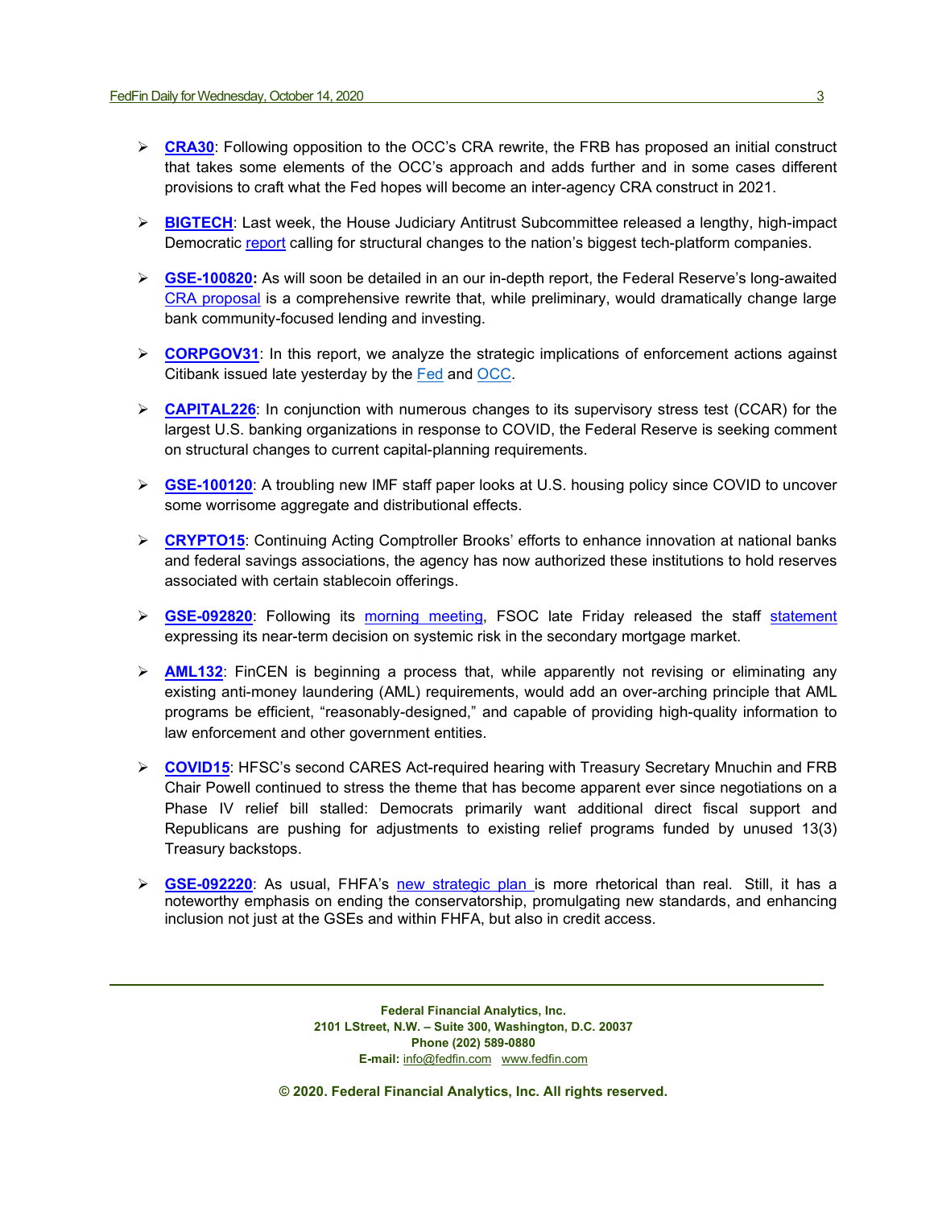- **CRA30**: Following opposition to the OCC's CRA rewrite, the FRB has proposed an initial construct that takes some elements of the OCC's approach and adds further and in some cases different provisions to craft what the Fed hopes will become an inter-agency CRA construct in 2021.

- **BIGTECH**: Last week, the House Judiciary Antitrust Subcommittee released a lengthy, high-impact Democratic report calling for structural changes to the nation's biggest tech-platform companies.

- **GSE-100820:** As will soon be detailed in an our in-depth report, the Federal Reserve's long-awaited CRA proposal is a comprehensive rewrite that, while preliminary, would dramatically change large bank community-focused lending and investing.

- **CORPGOV31**: In this report, we analyze the strategic implications of enforcement actions against Citibank issued late yesterday by the Fed and OCC.

- **CAPITAL226**: In conjunction with numerous changes to its supervisory stress test (CCAR) for the largest U.S. banking organizations in response to COVID, the Federal Reserve is seeking comment on structural changes to current capital-planning requirements.

- **GSE-100120**: A troubling new IMF staff paper looks at U.S. housing policy since COVID to uncover some worrisome aggregate and distributional effects.

- **CRYPTO15**: Continuing Acting Comptroller Brooks' efforts to enhance innovation at national banks and federal savings associations, the agency has now authorized these institutions to hold reserves associated with certain stablecoin offerings.

- **GSE-092820**: Following its morning meeting, FSOC late Friday released the staff statement expressing its near-term decision on systemic risk in the secondary mortgage market.

- **AML132**: FinCEN is beginning a process that, while apparently not revising or eliminating any existing anti-money laundering (AML) requirements, would add an over-arching principle that AML programs be efficient, "reasonably-designed," and capable of providing high-quality information to law enforcement and other government entities.

- **COVID15**: HFSC's second CARES Act-required hearing with Treasury Secretary Mnuchin and FRB Chair Powell continued to stress the theme that has become apparent ever since negotiations on a Phase IV relief bill stalled: Democrats primarily want additional direct fiscal support and Republicans are pushing for adjustments to existing relief programs funded by unused 13(3) Treasury backstops.

- **GSE-092220**: As usual, FHFA's new strategic plan is more rhetorical than real. Still, it has a noteworthy emphasis on ending the conservatorship, promulgating new standards, and enhancing inclusion not just at the GSEs and within FHFA, but also in credit access.

---

**Federal Financial Analytics, Inc.**
**2101 LStreet, N.W. – Suite 300, Washington, D.C. 20037**
**Phone (202) 589-0880**
**E-mail:** info@fedfin.com www.fedfin.com

**© 2020. Federal Financial Analytics, Inc. All rights reserved.**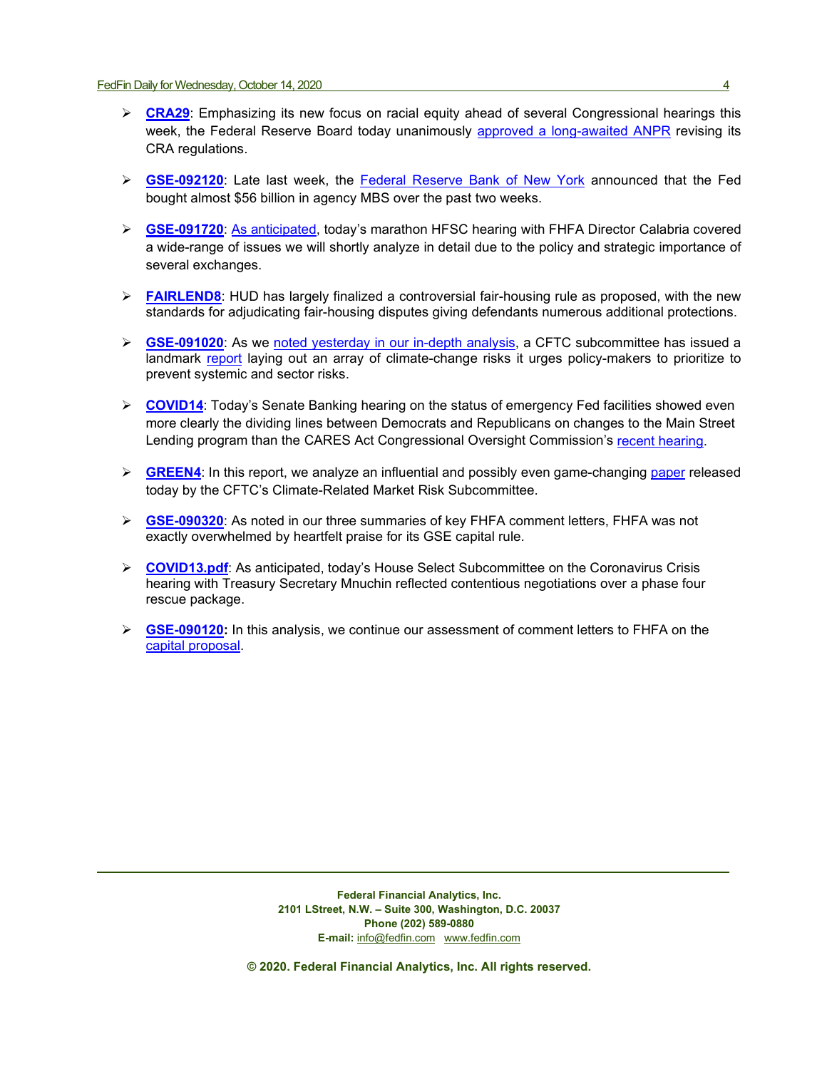- **CRA29**: Emphasizing its new focus on racial equity ahead of several Congressional hearings this week, the Federal Reserve Board today unanimously approved a long-awaited ANPR revising its CRA regulations.

- **GSE-092120**: Late last week, the Federal Reserve Bank of New York announced that the Fed bought almost $56 billion in agency MBS over the past two weeks.

- **GSE-091720**: As anticipated, today's marathon HFSC hearing with FHFA Director Calabria covered a wide-range of issues we will shortly analyze in detail due to the policy and strategic importance of several exchanges.

- **FAIRLEND8**: HUD has largely finalized a controversial fair-housing rule as proposed, with the new standards for adjudicating fair-housing disputes giving defendants numerous additional protections.

- **GSE-091020**: As we noted yesterday in our in-depth analysis, a CFTC subcommittee has issued a landmark report laying out an array of climate-change risks it urges policy-makers to prioritize to prevent systemic and sector risks.

- **COVID14**: Today's Senate Banking hearing on the status of emergency Fed facilities showed even more clearly the dividing lines between Democrats and Republicans on changes to the Main Street Lending program than the CARES Act Congressional Oversight Commission's recent hearing.

- **GREEN4**: In this report, we analyze an influential and possibly even game-changing paper released today by the CFTC's Climate-Related Market Risk Subcommittee.

- **GSE-090320**: As noted in our three summaries of key FHFA comment letters, FHFA was not exactly overwhelmed by heartfelt praise for its GSE capital rule.

- **COVID13.pdf**: As anticipated, today's House Select Subcommittee on the Coronavirus Crisis hearing with Treasury Secretary Mnuchin reflected contentious negotiations over a phase four rescue package.

- **GSE-090120:** In this analysis, we continue our assessment of comment letters to FHFA on the capital proposal.

**Federal Financial Analytics, Inc.**
**2101 LStreet, N.W. – Suite 300, Washington, D.C. 20037**
**Phone (202) 589-0880**
**E-mail:** info@fedfin.com www.fedfin.com

**© 2020. Federal Financial Analytics, Inc. All rights reserved.**